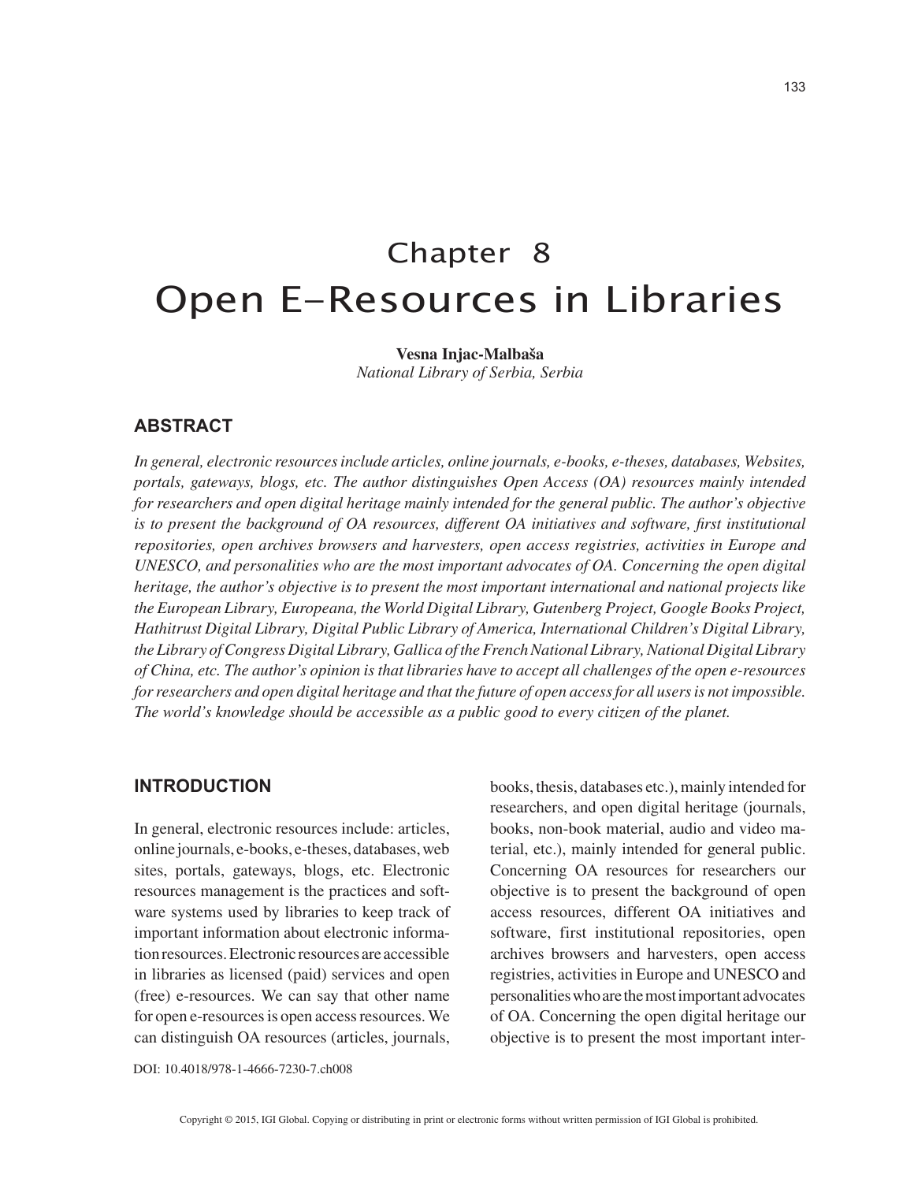# Chapter 8
# Open E-Resources in Libraries

**Vesna Injac-Malbaša**
*National Library of Serbia, Serbia*

## ABSTRACT

*In general, electronic resources include articles, online journals, e-books, e-theses, databases, Websites, portals, gateways, blogs, etc. The author distinguishes Open Access (OA) resources mainly intended for researchers and open digital heritage mainly intended for the general public. The author's objective is to present the background of OA resources, different OA initiatives and software, first institutional repositories, open archives browsers and harvesters, open access registries, activities in Europe and UNESCO, and personalities who are the most important advocates of OA. Concerning the open digital heritage, the author's objective is to present the most important international and national projects like the European Library, Europeana, the World Digital Library, Gutenberg Project, Google Books Project, Hathitrust Digital Library, Digital Public Library of America, International Children's Digital Library, the Library of Congress Digital Library, Gallica of the French National Library, National Digital Library of China, etc. The author's opinion is that libraries have to accept all challenges of the open e-resources for researchers and open digital heritage and that the future of open access for all users is not impossible. The world's knowledge should be accessible as a public good to every citizen of the planet.*

## INTRODUCTION

In general, electronic resources include: articles, online journals, e-books, e-theses, databases, web sites, portals, gateways, blogs, etc. Electronic resources management is the practices and software systems used by libraries to keep track of important information about electronic information resources. Electronic resources are accessible in libraries as licensed (paid) services and open (free) e-resources. We can say that other name for open e-resources is open access resources. We can distinguish OA resources (articles, journals, books, thesis, databases etc.), mainly intended for researchers, and open digital heritage (journals, books, non-book material, audio and video material, etc.), mainly intended for general public. Concerning OA resources for researchers our objective is to present the background of open access resources, different OA initiatives and software, first institutional repositories, open archives browsers and harvesters, open access registries, activities in Europe and UNESCO and personalities who are the most important advocates of OA. Concerning the open digital heritage our objective is to present the most important inter-

DOI: 10.4018/978-1-4666-7230-7.ch008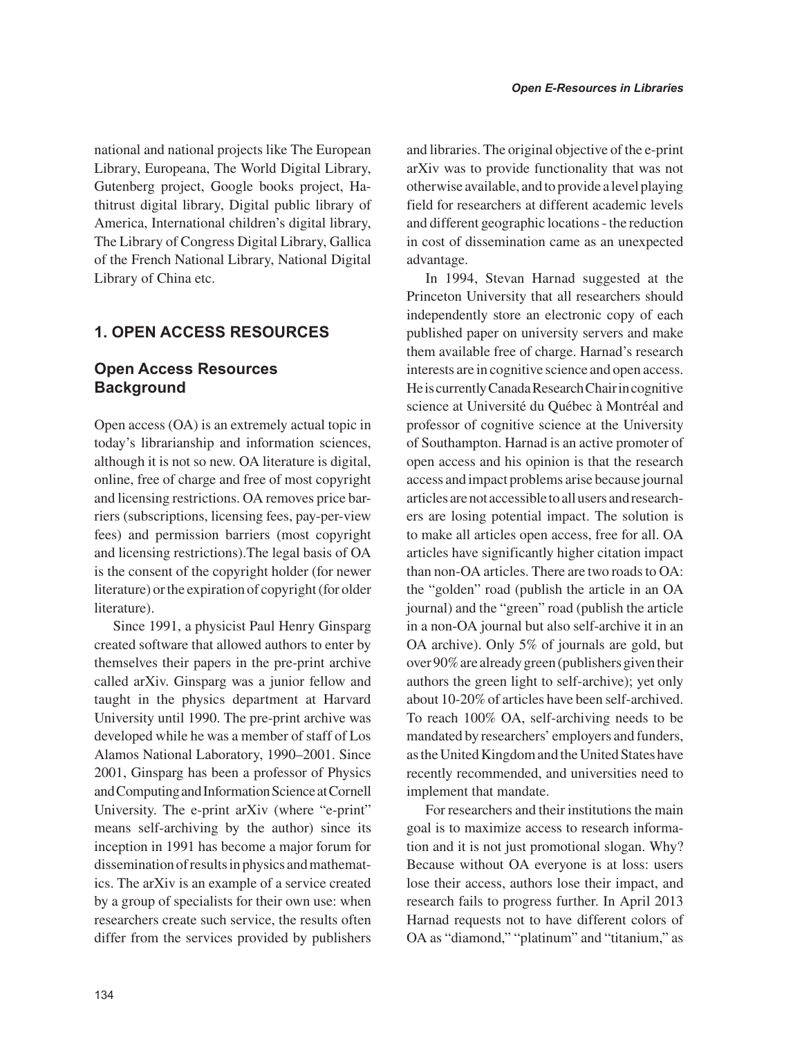national and national projects like The European Library, Europeana, The World Digital Library, Gutenberg project, Google books project, Hathitrust digital library, Digital public library of America, International children's digital library, The Library of Congress Digital Library, Gallica of the French National Library, National Digital Library of China etc.

## 1. OPEN ACCESS RESOURCES

### Open Access Resources Background

Open access (OA) is an extremely actual topic in today's librarianship and information sciences, although it is not so new. OA literature is digital, online, free of charge and free of most copyright and licensing restrictions. OA removes price barriers (subscriptions, licensing fees, pay-per-view fees) and permission barriers (most copyright and licensing restrictions).The legal basis of OA is the consent of the copyright holder (for newer literature) or the expiration of copyright (for older literature).

Since 1991, a physicist Paul Henry Ginsparg created software that allowed authors to enter by themselves their papers in the pre-print archive called arXiv. Ginsparg was a junior fellow and taught in the physics department at Harvard University until 1990. The pre-print archive was developed while he was a member of staff of Los Alamos National Laboratory, 1990–2001. Since 2001, Ginsparg has been a professor of Physics and Computing and Information Science at Cornell University. The e-print arXiv (where "e-print" means self-archiving by the author) since its inception in 1991 has become a major forum for dissemination of results in physics and mathematics. The arXiv is an example of a service created by a group of specialists for their own use: when researchers create such service, the results often differ from the services provided by publishers and libraries. The original objective of the e-print arXiv was to provide functionality that was not otherwise available, and to provide a level playing field for researchers at different academic levels and different geographic locations - the reduction in cost of dissemination came as an unexpected advantage.

In 1994, Stevan Harnad suggested at the Princeton University that all researchers should independently store an electronic copy of each published paper on university servers and make them available free of charge. Harnad's research interests are in cognitive science and open access. He is currently Canada Research Chair in cognitive science at Université du Québec à Montréal and professor of cognitive science at the University of Southampton. Harnad is an active promoter of open access and his opinion is that the research access and impact problems arise because journal articles are not accessible to all users and researchers are losing potential impact. The solution is to make all articles open access, free for all. OA articles have significantly higher citation impact than non-OA articles. There are two roads to OA: the "golden" road (publish the article in an OA journal) and the "green" road (publish the article in a non-OA journal but also self-archive it in an OA archive). Only 5% of journals are gold, but over 90% are already green (publishers given their authors the green light to self-archive); yet only about 10-20% of articles have been self-archived. To reach 100% OA, self-archiving needs to be mandated by researchers' employers and funders, as the United Kingdom and the United States have recently recommended, and universities need to implement that mandate.

For researchers and their institutions the main goal is to maximize access to research information and it is not just promotional slogan. Why? Because without OA everyone is at loss: users lose their access, authors lose their impact, and research fails to progress further. In April 2013 Harnad requests not to have different colors of OA as "diamond," "platinum" and "titanium," as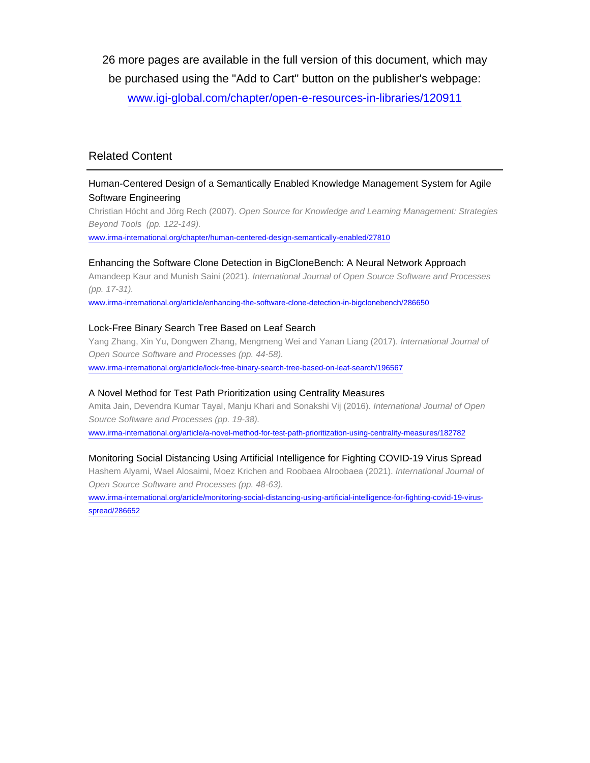26 more pages are available in the full version of this document, which may be purchased using the "Add to Cart" button on the publisher's webpage: www.igi-global.com/chapter/open-e-resources-in-libraries/120911

## Related Content

Human-Centered Design of a Semantically Enabled Knowledge Management System for Agile Software Engineering
Christian Höcht and Jörg Rech (2007). *Open Source for Knowledge and Learning Management: Strategies Beyond Tools (pp. 122-149).*
www.irma-international.org/chapter/human-centered-design-semantically-enabled/27810

Enhancing the Software Clone Detection in BigCloneBench: A Neural Network Approach
Amandeep Kaur and Munish Saini (2021). *International Journal of Open Source Software and Processes (pp. 17-31).*
www.irma-international.org/article/enhancing-the-software-clone-detection-in-bigclonebench/286650

Lock-Free Binary Search Tree Based on Leaf Search
Yang Zhang, Xin Yu, Dongwen Zhang, Mengmeng Wei and Yanan Liang (2017). *International Journal of Open Source Software and Processes (pp. 44-58).*
www.irma-international.org/article/lock-free-binary-search-tree-based-on-leaf-search/196567

A Novel Method for Test Path Prioritization using Centrality Measures
Amita Jain, Devendra Kumar Tayal, Manju Khari and Sonakshi Vij (2016). *International Journal of Open Source Software and Processes (pp. 19-38).*
www.irma-international.org/article/a-novel-method-for-test-path-prioritization-using-centrality-measures/182782

Monitoring Social Distancing Using Artificial Intelligence for Fighting COVID-19 Virus Spread
Hashem Alyami, Wael Alosaimi, Moez Krichen and Roobaea Alroobaea (2021). *International Journal of Open Source Software and Processes (pp. 48-63).*
www.irma-international.org/article/monitoring-social-distancing-using-artificial-intelligence-for-fighting-covid-19-virus-spread/286652